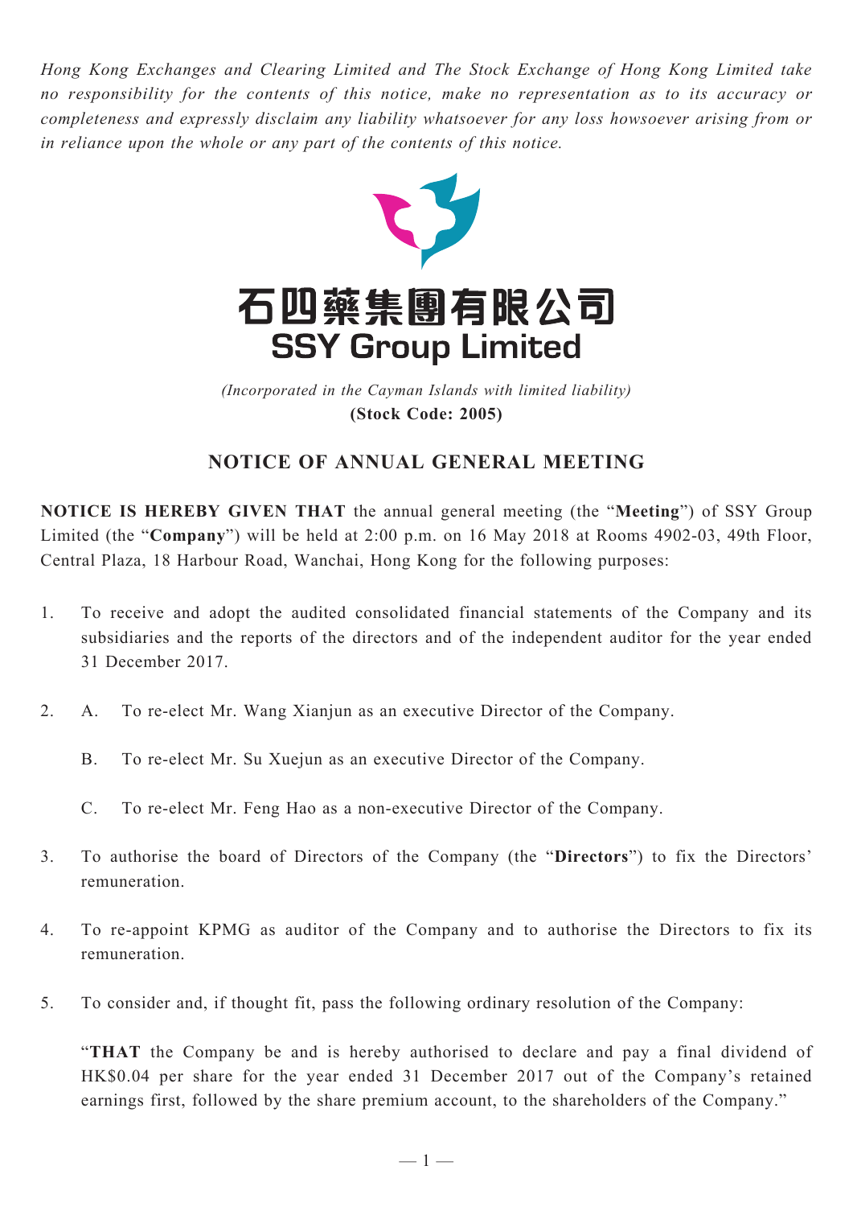*Hong Kong Exchanges and Clearing Limited and The Stock Exchange of Hong Kong Limited take no responsibility for the contents of this notice, make no representation as to its accuracy or completeness and expressly disclaim any liability whatsoever for any loss howsoever arising from or in reliance upon the whole or any part of the contents of this notice.*

# 石四藥集團有限公司
# SSY Group Limited

*(Incorporated in the Cayman Islands with limited liability)*
**(Stock Code: 2005)**

## NOTICE OF ANNUAL GENERAL MEETING

**NOTICE IS HEREBY GIVEN THAT** the annual general meeting (the "**Meeting**") of SSY Group Limited (the "**Company**") will be held at 2:00 p.m. on 16 May 2018 at Rooms 4902-03, 49th Floor, Central Plaza, 18 Harbour Road, Wanchai, Hong Kong for the following purposes:

1. To receive and adopt the audited consolidated financial statements of the Company and its subsidiaries and the reports of the directors and of the independent auditor for the year ended 31 December 2017.

2. A. To re-elect Mr. Wang Xianjun as an executive Director of the Company.

   B. To re-elect Mr. Su Xuejun as an executive Director of the Company.

   C. To re-elect Mr. Feng Hao as a non-executive Director of the Company.

3. To authorise the board of Directors of the Company (the "**Directors**") to fix the Directors' remuneration.

4. To re-appoint KPMG as auditor of the Company and to authorise the Directors to fix its remuneration.

5. To consider and, if thought fit, pass the following ordinary resolution of the Company:

   "**THAT** the Company be and is hereby authorised to declare and pay a final dividend of HK$0.04 per share for the year ended 31 December 2017 out of the Company's retained earnings first, followed by the share premium account, to the shareholders of the Company."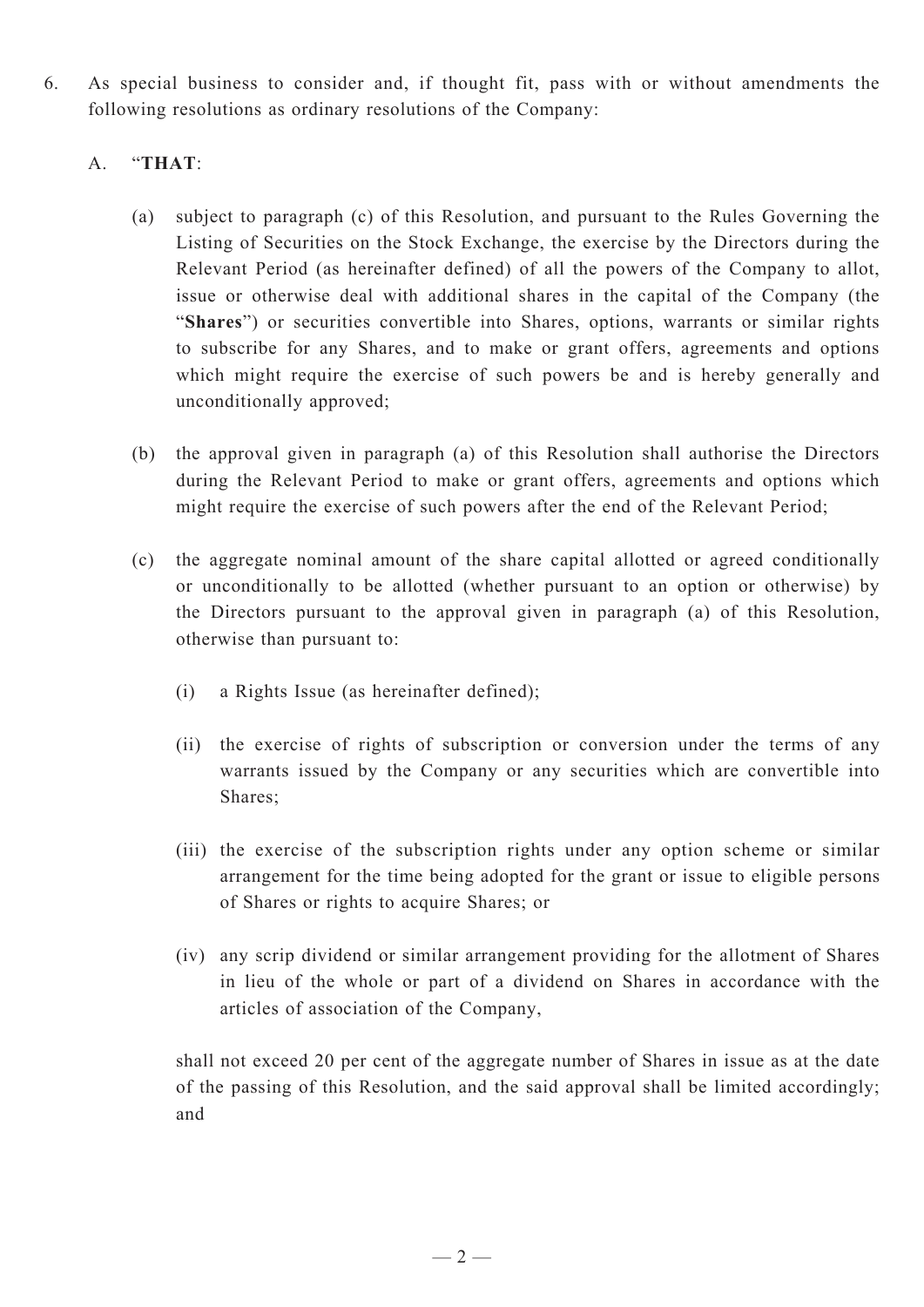6. As special business to consider and, if thought fit, pass with or without amendments the following resolutions as ordinary resolutions of the Company:

   A. "**THAT**:

   (a) subject to paragraph (c) of this Resolution, and pursuant to the Rules Governing the Listing of Securities on the Stock Exchange, the exercise by the Directors during the Relevant Period (as hereinafter defined) of all the powers of the Company to allot, issue or otherwise deal with additional shares in the capital of the Company (the "**Shares**") or securities convertible into Shares, options, warrants or similar rights to subscribe for any Shares, and to make or grant offers, agreements and options which might require the exercise of such powers be and is hereby generally and unconditionally approved;

   (b) the approval given in paragraph (a) of this Resolution shall authorise the Directors during the Relevant Period to make or grant offers, agreements and options which might require the exercise of such powers after the end of the Relevant Period;

   (c) the aggregate nominal amount of the share capital allotted or agreed conditionally or unconditionally to be allotted (whether pursuant to an option or otherwise) by the Directors pursuant to the approval given in paragraph (a) of this Resolution, otherwise than pursuant to:

      (i) a Rights Issue (as hereinafter defined);

      (ii) the exercise of rights of subscription or conversion under the terms of any warrants issued by the Company or any securities which are convertible into Shares;

      (iii) the exercise of the subscription rights under any option scheme or similar arrangement for the time being adopted for the grant or issue to eligible persons of Shares or rights to acquire Shares; or

      (iv) any scrip dividend or similar arrangement providing for the allotment of Shares in lieu of the whole or part of a dividend on Shares in accordance with the articles of association of the Company,

   shall not exceed 20 per cent of the aggregate number of Shares in issue as at the date of the passing of this Resolution, and the said approval shall be limited accordingly; and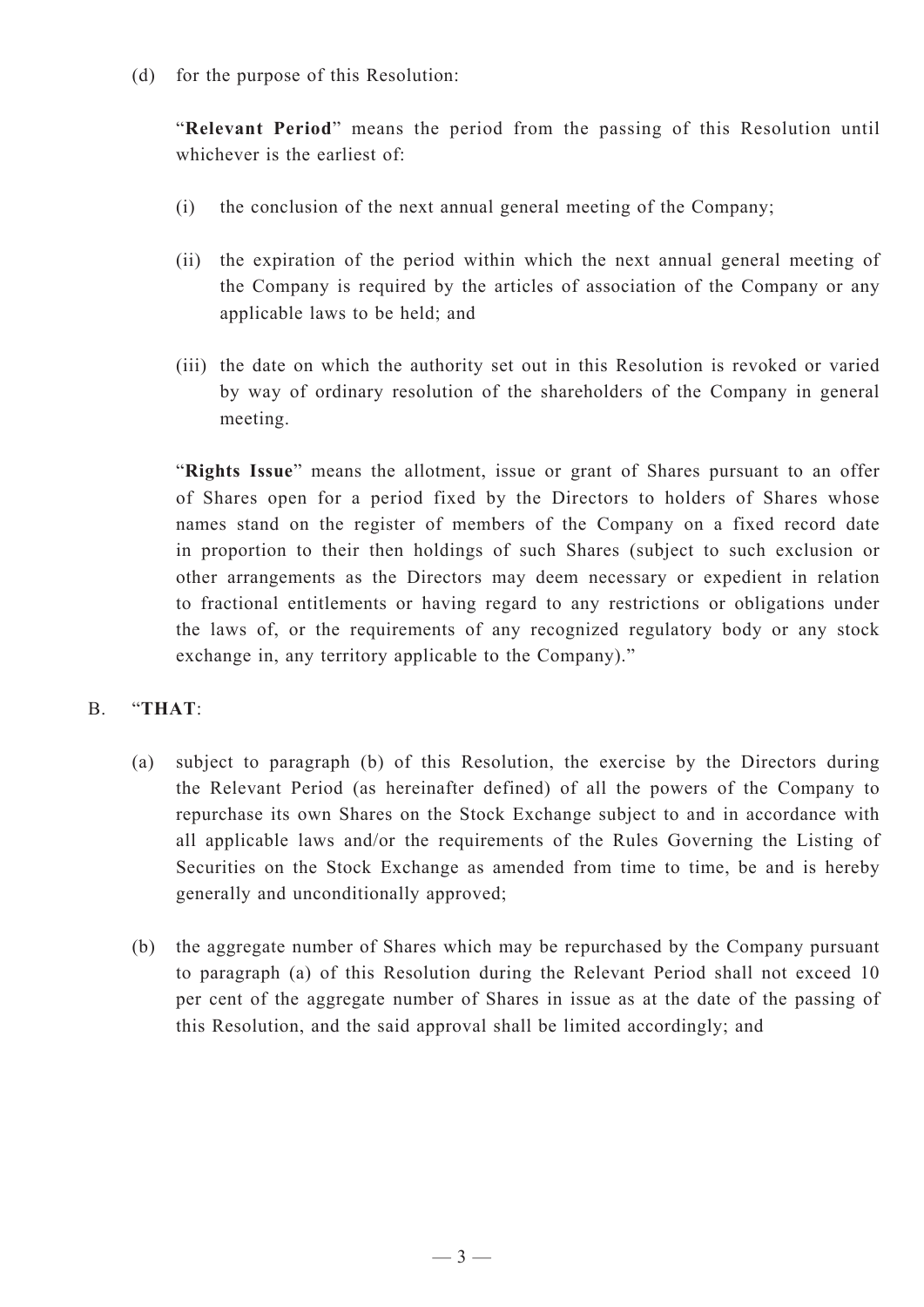(d) for the purpose of this Resolution:

"**Relevant Period**" means the period from the passing of this Resolution until whichever is the earliest of:

(i) the conclusion of the next annual general meeting of the Company;

(ii) the expiration of the period within which the next annual general meeting of the Company is required by the articles of association of the Company or any applicable laws to be held; and

(iii) the date on which the authority set out in this Resolution is revoked or varied by way of ordinary resolution of the shareholders of the Company in general meeting.

"**Rights Issue**" means the allotment, issue or grant of Shares pursuant to an offer of Shares open for a period fixed by the Directors to holders of Shares whose names stand on the register of members of the Company on a fixed record date in proportion to their then holdings of such Shares (subject to such exclusion or other arrangements as the Directors may deem necessary or expedient in relation to fractional entitlements or having regard to any restrictions or obligations under the laws of, or the requirements of any recognized regulatory body or any stock exchange in, any territory applicable to the Company)."

B. "**THAT**:

(a) subject to paragraph (b) of this Resolution, the exercise by the Directors during the Relevant Period (as hereinafter defined) of all the powers of the Company to repurchase its own Shares on the Stock Exchange subject to and in accordance with all applicable laws and/or the requirements of the Rules Governing the Listing of Securities on the Stock Exchange as amended from time to time, be and is hereby generally and unconditionally approved;

(b) the aggregate number of Shares which may be repurchased by the Company pursuant to paragraph (a) of this Resolution during the Relevant Period shall not exceed 10 per cent of the aggregate number of Shares in issue as at the date of the passing of this Resolution, and the said approval shall be limited accordingly; and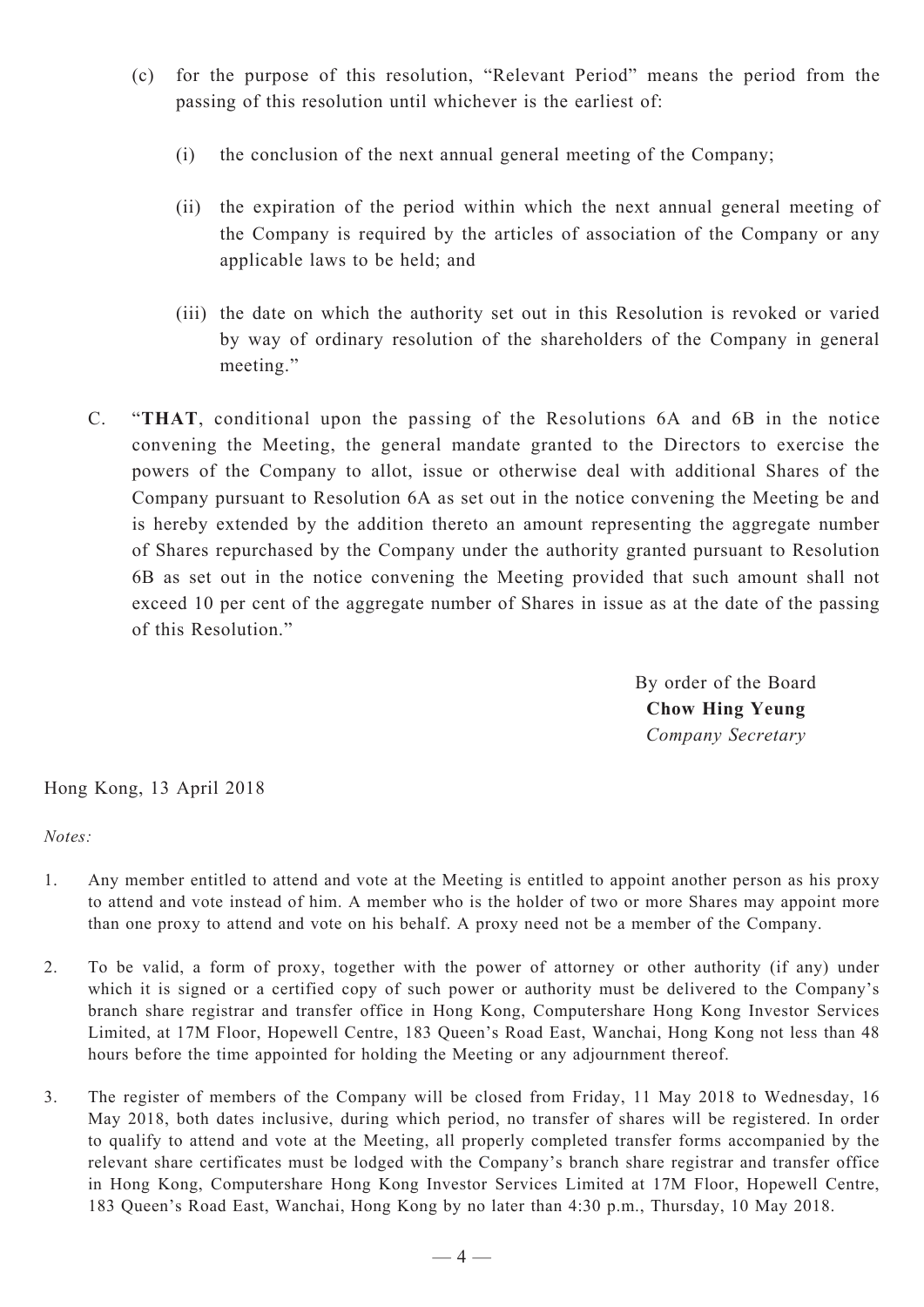(c) for the purpose of this resolution, "Relevant Period" means the period from the passing of this resolution until whichever is the earliest of:

 (i) the conclusion of the next annual general meeting of the Company;

 (ii) the expiration of the period within which the next annual general meeting of the Company is required by the articles of association of the Company or any applicable laws to be held; and

 (iii) the date on which the authority set out in this Resolution is revoked or varied by way of ordinary resolution of the shareholders of the Company in general meeting."

C. "**THAT**, conditional upon the passing of the Resolutions 6A and 6B in the notice convening the Meeting, the general mandate granted to the Directors to exercise the powers of the Company to allot, issue or otherwise deal with additional Shares of the Company pursuant to Resolution 6A as set out in the notice convening the Meeting be and is hereby extended by the addition thereto an amount representing the aggregate number of Shares repurchased by the Company under the authority granted pursuant to Resolution 6B as set out in the notice convening the Meeting provided that such amount shall not exceed 10 per cent of the aggregate number of Shares in issue as at the date of the passing of this Resolution."

By order of the Board
**Chow Hing Yeung**
*Company Secretary*

Hong Kong, 13 April 2018

*Notes:*

1. Any member entitled to attend and vote at the Meeting is entitled to appoint another person as his proxy to attend and vote instead of him. A member who is the holder of two or more Shares may appoint more than one proxy to attend and vote on his behalf. A proxy need not be a member of the Company.

2. To be valid, a form of proxy, together with the power of attorney or other authority (if any) under which it is signed or a certified copy of such power or authority must be delivered to the Company's branch share registrar and transfer office in Hong Kong, Computershare Hong Kong Investor Services Limited, at 17M Floor, Hopewell Centre, 183 Queen's Road East, Wanchai, Hong Kong not less than 48 hours before the time appointed for holding the Meeting or any adjournment thereof.

3. The register of members of the Company will be closed from Friday, 11 May 2018 to Wednesday, 16 May 2018, both dates inclusive, during which period, no transfer of shares will be registered. In order to qualify to attend and vote at the Meeting, all properly completed transfer forms accompanied by the relevant share certificates must be lodged with the Company's branch share registrar and transfer office in Hong Kong, Computershare Hong Kong Investor Services Limited at 17M Floor, Hopewell Centre, 183 Queen's Road East, Wanchai, Hong Kong by no later than 4:30 p.m., Thursday, 10 May 2018.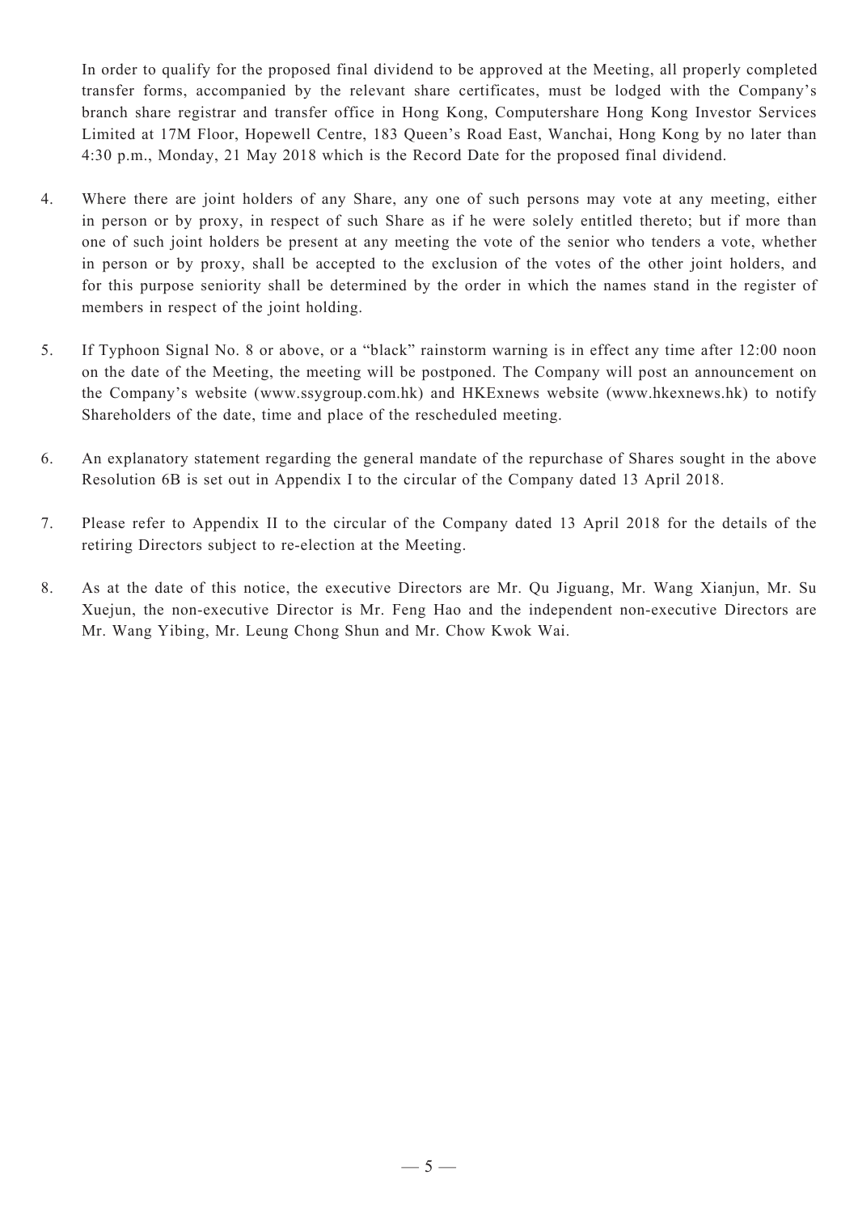In order to qualify for the proposed final dividend to be approved at the Meeting, all properly completed transfer forms, accompanied by the relevant share certificates, must be lodged with the Company's branch share registrar and transfer office in Hong Kong, Computershare Hong Kong Investor Services Limited at 17M Floor, Hopewell Centre, 183 Queen's Road East, Wanchai, Hong Kong by no later than 4:30 p.m., Monday, 21 May 2018 which is the Record Date for the proposed final dividend.

4. Where there are joint holders of any Share, any one of such persons may vote at any meeting, either in person or by proxy, in respect of such Share as if he were solely entitled thereto; but if more than one of such joint holders be present at any meeting the vote of the senior who tenders a vote, whether in person or by proxy, shall be accepted to the exclusion of the votes of the other joint holders, and for this purpose seniority shall be determined by the order in which the names stand in the register of members in respect of the joint holding.

5. If Typhoon Signal No. 8 or above, or a "black" rainstorm warning is in effect any time after 12:00 noon on the date of the Meeting, the meeting will be postponed. The Company will post an announcement on the Company's website (www.ssygroup.com.hk) and HKExnews website (www.hkexnews.hk) to notify Shareholders of the date, time and place of the rescheduled meeting.

6. An explanatory statement regarding the general mandate of the repurchase of Shares sought in the above Resolution 6B is set out in Appendix I to the circular of the Company dated 13 April 2018.

7. Please refer to Appendix II to the circular of the Company dated 13 April 2018 for the details of the retiring Directors subject to re-election at the Meeting.

8. As at the date of this notice, the executive Directors are Mr. Qu Jiguang, Mr. Wang Xianjun, Mr. Su Xuejun, the non-executive Director is Mr. Feng Hao and the independent non-executive Directors are Mr. Wang Yibing, Mr. Leung Chong Shun and Mr. Chow Kwok Wai.